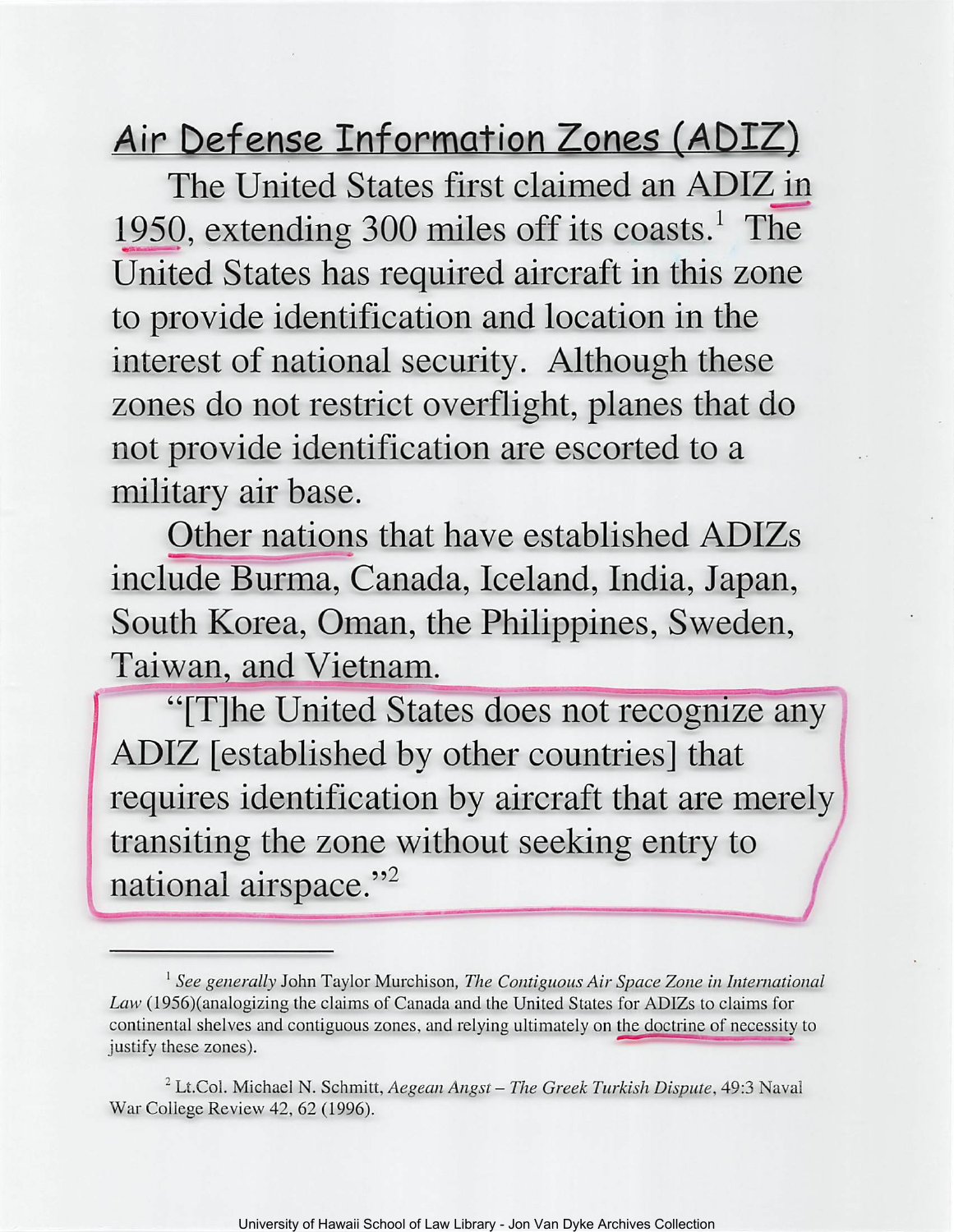# Air Defense Information Zones (ADIZ)

The United States first claimed an ADIZ in 1950, extending 300 miles off its coasts.[1] The United States has required aircraft in this zone to provide identification and location in the interest of national security. Although these zones do not restrict overflight, planes that do not provide identification are escorted to a military air base.

Other nations that have established ADIZs include Burma, Canada, Iceland, India, Japan, South Korea, Oman, the Philippines, Sweden, Taiwan, and Vietnam.

"[T]he United States does not recognize any ADIZ [established by other countries] that requires identification by aircraft that are merely transiting the zone without seeking entry to national airspace."[2]

---

[1] *See generally* John Taylor Murchison, *The Contiguous Air Space Zone in International Law* (1956)(analogizing the claims of Canada and the United States for ADIZs to claims for continental shelves and contiguous zones, and relying ultimately on the doctrine of necessity to justify these zones).

[2] Lt.Col. Michael N. Schmitt, *Aegean Angst – The Greek Turkish Dispute*, 49:3 Naval War College Review 42, 62 (1996).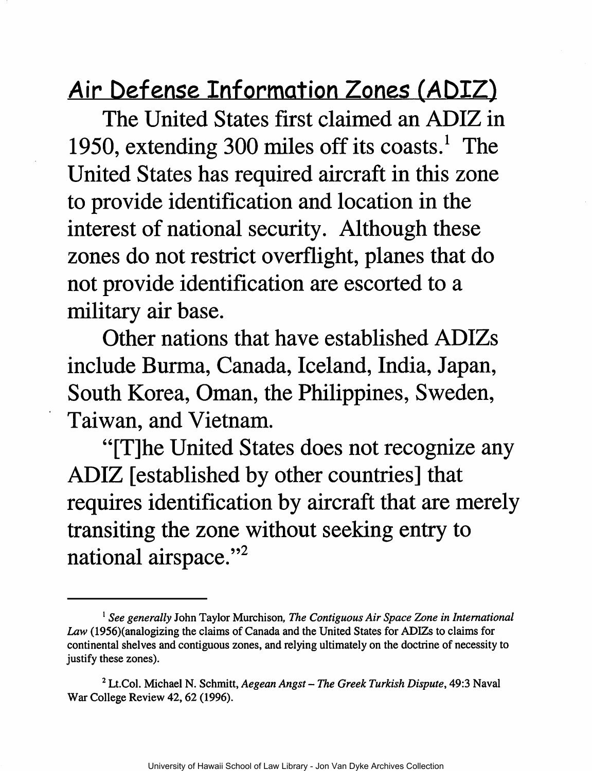## Air Defense Information Zones (ADIZ)

The United States first claimed an ADIZ in 1950, extending 300 miles off its coasts.[1] The United States has required aircraft in this zone to provide identification and location in the interest of national security. Although these zones do not restrict overflight, planes that do not provide identification are escorted to a military air base.

Other nations that have established ADIZs include Burma, Canada, Iceland, India, Japan, South Korea, Oman, the Philippines, Sweden, Taiwan, and Vietnam.

"[T]he United States does not recognize any ADIZ [established by other countries] that requires identification by aircraft that are merely transiting the zone without seeking entry to national airspace."[2]

---

[1] *See generally* John Taylor Murchison, *The Contiguous Air Space Zone in International Law* (1956)(analogizing the claims of Canada and the United States for ADIZs to claims for continental shelves and contiguous zones, and relying ultimately on the doctrine of necessity to justify these zones).

[2] Lt.Col. Michael N. Schmitt, *Aegean Angst – The Greek Turkish Dispute*, 49:3 Naval War College Review 42, 62 (1996).

University of Hawaii School of Law Library - Jon Van Dyke Archives Collection